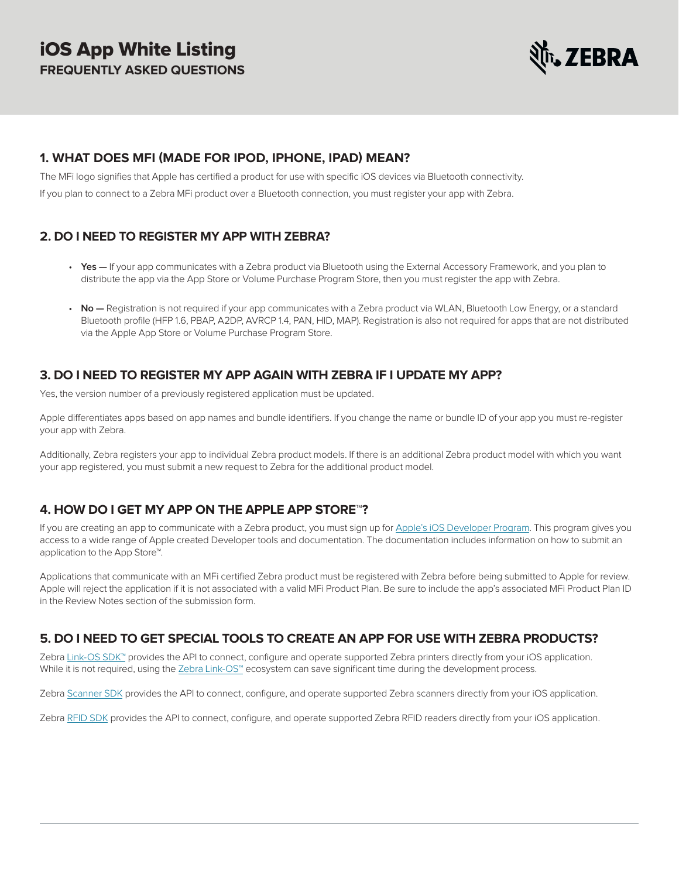# iOS App White Listing

**FREQUENTLY ASKED QUESTIONS**

## 1. WHAT DOES MFI (MADE FOR IPOD, IPHONE, IPAD) MEAN?

The MFi logo signifies that Apple has certified a product for use with specific iOS devices via Bluetooth connectivity.

If you plan to connect to a Zebra MFi product over a Bluetooth connection, you must register your app with Zebra.

## 2. DO I NEED TO REGISTER MY APP WITH ZEBRA?

- **Yes —** If your app communicates with a Zebra product via Bluetooth using the External Accessory Framework, and you plan to distribute the app via the App Store or Volume Purchase Program Store, then you must register the app with Zebra.
- **No —** Registration is not required if your app communicates with a Zebra product via WLAN, Bluetooth Low Energy, or a standard Bluetooth profile (HFP 1.6, PBAP, A2DP, AVRCP 1.4, PAN, HID, MAP). Registration is also not required for apps that are not distributed via the Apple App Store or Volume Purchase Program Store.

## 3. DO I NEED TO REGISTER MY APP AGAIN WITH ZEBRA IF I UPDATE MY APP?

Yes, the version number of a previously registered application must be updated.

Apple differentiates apps based on app names and bundle identifiers. If you change the name or bundle ID of your app you must re-register your app with Zebra.

Additionally, Zebra registers your app to individual Zebra product models. If there is an additional Zebra product model with which you want your app registered, you must submit a new request to Zebra for the additional product model.

## 4. HOW DO I GET MY APP ON THE APPLE APP STORE™?

If you are creating an app to communicate with a Zebra product, you must sign up for Apple's iOS Developer Program. This program gives you access to a wide range of Apple created Developer tools and documentation. The documentation includes information on how to submit an application to the App Store™.

Applications that communicate with an MFi certified Zebra product must be registered with Zebra before being submitted to Apple for review. Apple will reject the application if it is not associated with a valid MFi Product Plan. Be sure to include the app's associated MFi Product Plan ID in the Review Notes section of the submission form.

## 5. DO I NEED TO GET SPECIAL TOOLS TO CREATE AN APP FOR USE WITH ZEBRA PRODUCTS?

Zebra Link-OS SDK™ provides the API to connect, configure and operate supported Zebra printers directly from your iOS application. While it is not required, using the Zebra Link-OS™ ecosystem can save significant time during the development process.

Zebra Scanner SDK provides the API to connect, configure, and operate supported Zebra scanners directly from your iOS application.

Zebra RFID SDK provides the API to connect, configure, and operate supported Zebra RFID readers directly from your iOS application.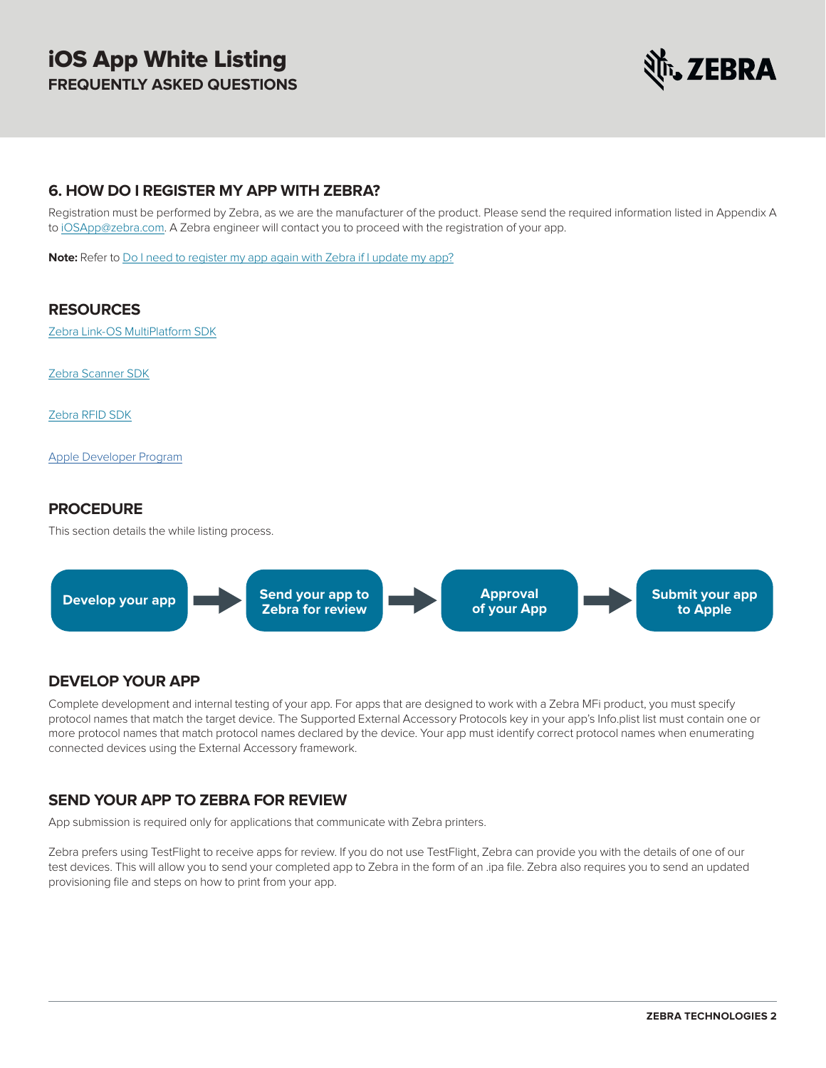## 6. HOW DO I REGISTER MY APP WITH ZEBRA?

Registration must be performed by Zebra, as we are the manufacturer of the product. Please send the required information listed in Appendix A to iOSApp@zebra.com. A Zebra engineer will contact you to proceed with the registration of your app.

**Note:** Refer to Do I need to register my app again with Zebra if I update my app?

## RESOURCES

Zebra Link-OS MultiPlatform SDK

Zebra Scanner SDK

Zebra RFID SDK

Apple Developer Program

## PROCEDURE

This section details the while listing process.

**Develop your app** → **Send your app to Zebra for review** → **Approval of your App** → **Submit your app to Apple**

## DEVELOP YOUR APP

Complete development and internal testing of your app. For apps that are designed to work with a Zebra MFi product, you must specify protocol names that match the target device. The Supported External Accessory Protocols key in your app's Info.plist list must contain one or more protocol names that match protocol names declared by the device. Your app must identify correct protocol names when enumerating connected devices using the External Accessory framework.

## SEND YOUR APP TO ZEBRA FOR REVIEW

App submission is required only for applications that communicate with Zebra printers.

Zebra prefers using TestFlight to receive apps for review. If you do not use TestFlight, Zebra can provide you with the details of one of our test devices. This will allow you to send your completed app to Zebra in the form of an .ipa file. Zebra also requires you to send an updated provisioning file and steps on how to print from your app.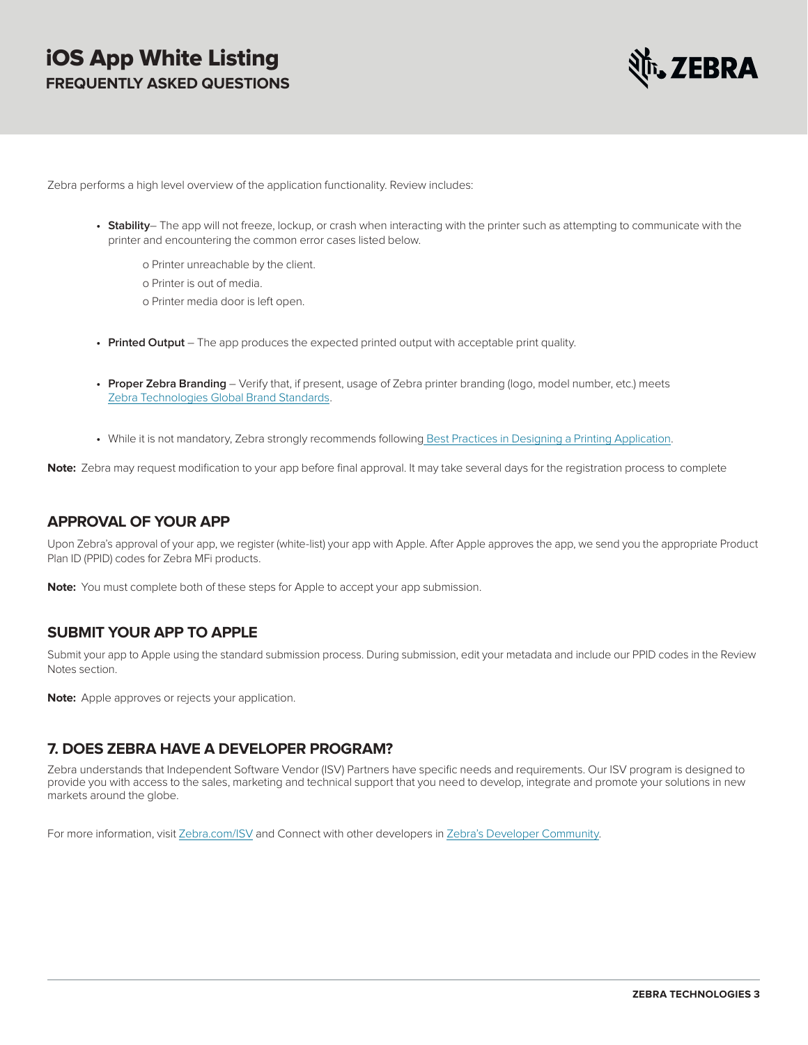Zebra performs a high level overview of the application functionality. Review includes:

- **Stability**– The app will not freeze, lockup, or crash when interacting with the printer such as attempting to communicate with the printer and encountering the common error cases listed below.
  - o Printer unreachable by the client.
  - o Printer is out of media.
  - o Printer media door is left open.
- **Printed Output** – The app produces the expected printed output with acceptable print quality.
- **Proper Zebra Branding** – Verify that, if present, usage of Zebra printer branding (logo, model number, etc.) meets Zebra Technologies Global Brand Standards.
- While it is not mandatory, Zebra strongly recommends following Best Practices in Designing a Printing Application.

**Note:** Zebra may request modification to your app before final approval. It may take several days for the registration process to complete

## APPROVAL OF YOUR APP

Upon Zebra's approval of your app, we register (white-list) your app with Apple. After Apple approves the app, we send you the appropriate Product Plan ID (PPID) codes for Zebra MFi products.

**Note:** You must complete both of these steps for Apple to accept your app submission.

## SUBMIT YOUR APP TO APPLE

Submit your app to Apple using the standard submission process. During submission, edit your metadata and include our PPID codes in the Review Notes section.

**Note:** Apple approves or rejects your application.

## 7. DOES ZEBRA HAVE A DEVELOPER PROGRAM?

Zebra understands that Independent Software Vendor (ISV) Partners have specific needs and requirements. Our ISV program is designed to provide you with access to the sales, marketing and technical support that you need to develop, integrate and promote your solutions in new markets around the globe.

For more information, visit Zebra.com/ISV and Connect with other developers in Zebra's Developer Community.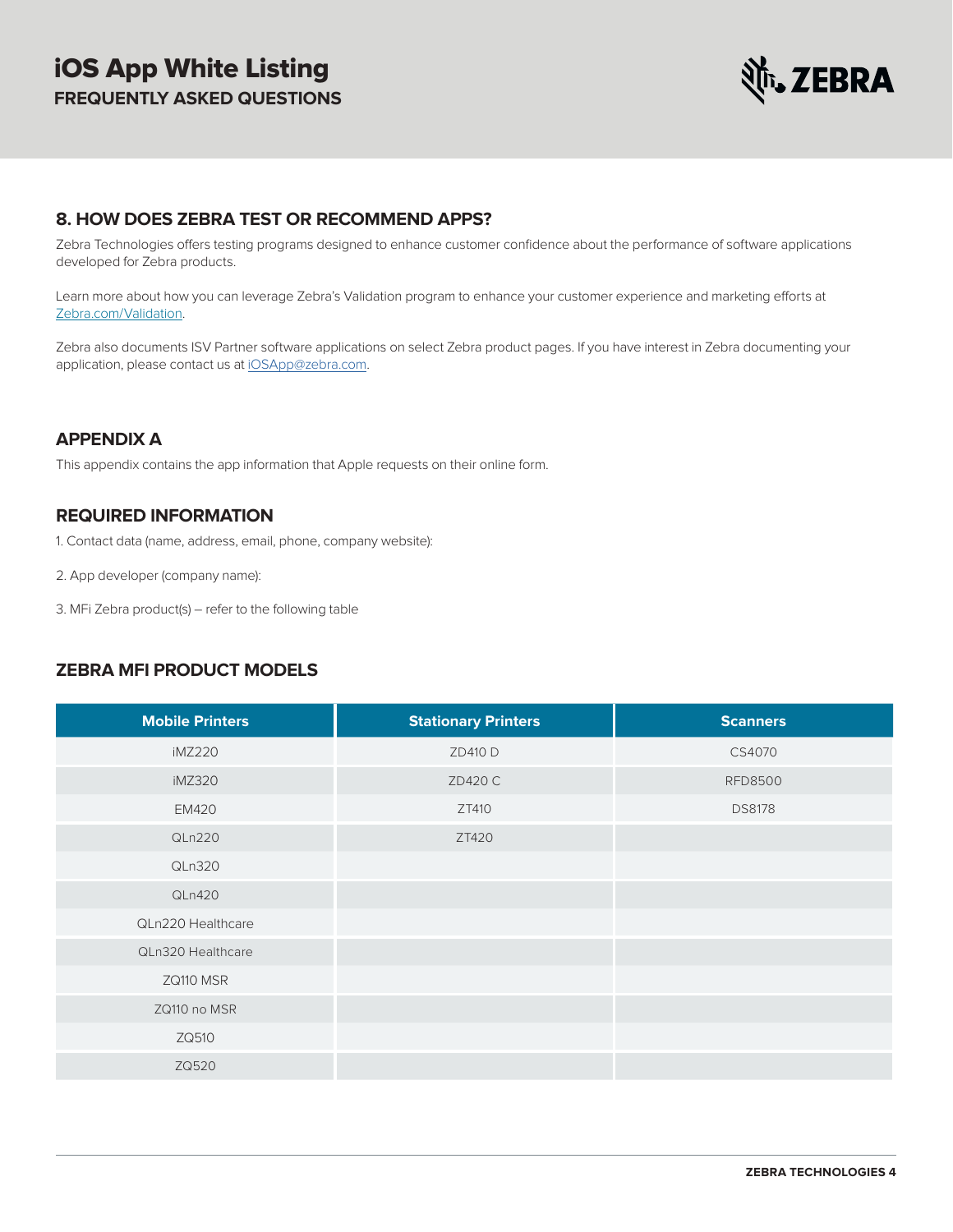## 8. HOW DOES ZEBRA TEST OR RECOMMEND APPS?

Zebra Technologies offers testing programs designed to enhance customer confidence about the performance of software applications developed for Zebra products.

Learn more about how you can leverage Zebra's Validation program to enhance your customer experience and marketing efforts at Zebra.com/Validation.

Zebra also documents ISV Partner software applications on select Zebra product pages. If you have interest in Zebra documenting your application, please contact us at iOSApp@zebra.com.

## APPENDIX A

This appendix contains the app information that Apple requests on their online form.

## REQUIRED INFORMATION

1. Contact data (name, address, email, phone, company website):

2. App developer (company name):

3. MFi Zebra product(s) – refer to the following table

## ZEBRA MFI PRODUCT MODELS

| Mobile Printers | Stationary Printers | Scanners |
|---|---|---|
| iMZ220 | ZD410 D | CS4070 |
| iMZ320 | ZD420 C | RFD8500 |
| EM420 | ZT410 | DS8178 |
| QLn220 | ZT420 | |
| QLn320 | | |
| QLn420 | | |
| QLn220 Healthcare | | |
| QLn320 Healthcare | | |
| ZQ110 MSR | | |
| ZQ110 no MSR | | |
| ZQ510 | | |
| ZQ520 | | |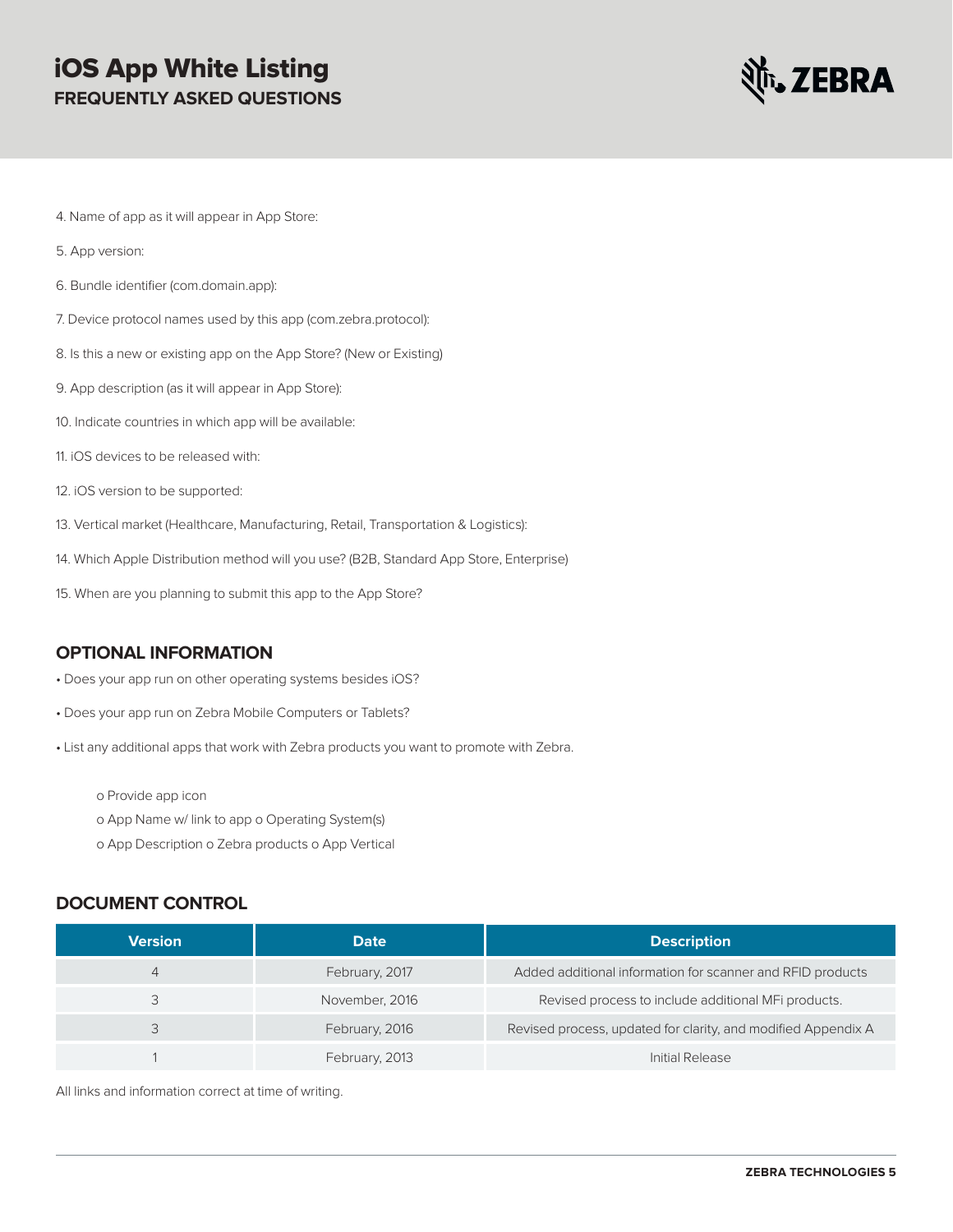4. Name of app as it will appear in App Store:

5. App version:

6. Bundle identifier (com.domain.app):

7. Device protocol names used by this app (com.zebra.protocol):

8. Is this a new or existing app on the App Store? (New or Existing)

9. App description (as it will appear in App Store):

10. Indicate countries in which app will be available:

11. iOS devices to be released with:

12. iOS version to be supported:

13. Vertical market (Healthcare, Manufacturing, Retail, Transportation & Logistics):

14. Which Apple Distribution method will you use? (B2B, Standard App Store, Enterprise)

15. When are you planning to submit this app to the App Store?

## OPTIONAL INFORMATION

- Does your app run on other operating systems besides iOS?
- Does your app run on Zebra Mobile Computers or Tablets?
- List any additional apps that work with Zebra products you want to promote with Zebra.
  - o Provide app icon
  - o App Name w/ link to app o Operating System(s)
  - o App Description o Zebra products o App Vertical

## DOCUMENT CONTROL

| Version | Date | Description |
|---|---|---|
| 4 | February, 2017 | Added additional information for scanner and RFID products |
| 3 | November, 2016 | Revised process to include additional MFi products. |
| 3 | February, 2016 | Revised process, updated for clarity, and modified Appendix A |
| 1 | February, 2013 | Initial Release |

All links and information correct at time of writing.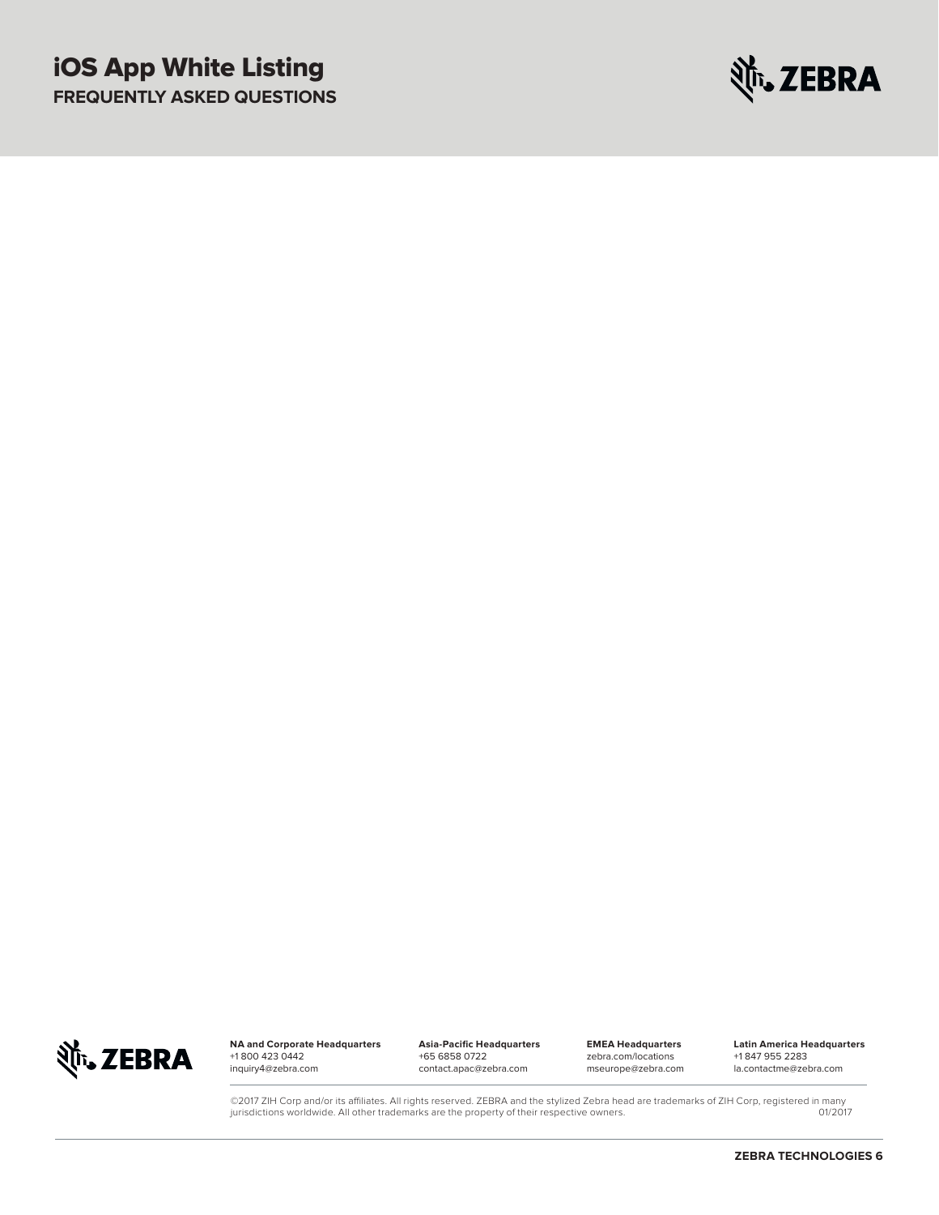**NA and Corporate Headquarters**
+1 800 423 0442
inquiry4@zebra.com

**Asia-Pacific Headquarters**
+65 6858 0722
contact.apac@zebra.com

**EMEA Headquarters**
zebra.com/locations
mseurope@zebra.com

**Latin America Headquarters**
+1 847 955 2283
la.contactme@zebra.com

©2017 ZIH Corp and/or its affiliates. All rights reserved. ZEBRA and the stylized Zebra head are trademarks of ZIH Corp, registered in many jurisdictions worldwide. All other trademarks are the property of their respective owners. 01/2017